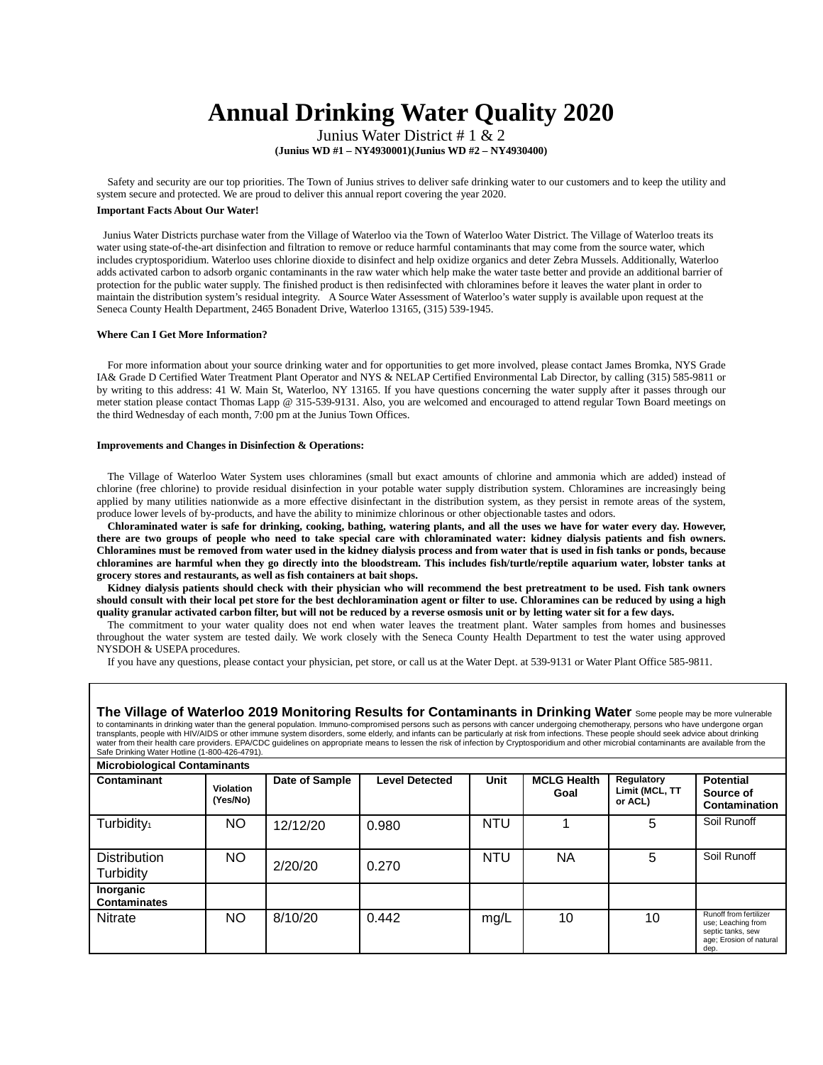# Annual Drinking Water Quality 2020

Junius Water District # 1 & 2

**(Junius WD #1 – NY4930001)(Junius WD #2 – NY4930400)**

Safety and security are our top priorities. The Town of Junius strives to deliver safe drinking water to our customers and to keep the utility and system secure and protected. We are proud to deliver this annual report covering the year 2020.

**Important Facts About Our Water!**

Junius Water Districts purchase water from the Village of Waterloo via the Town of Waterloo Water District. The Village of Waterloo treats its water using state-of-the-art disinfection and filtration to remove or reduce harmful contaminants that may come from the source water, which includes cryptosporidium. Waterloo uses chlorine dioxide to disinfect and help oxidize organics and deter Zebra Mussels. Additionally, Waterloo adds activated carbon to adsorb organic contaminants in the raw water which help make the water taste better and provide an additional barrier of protection for the public water supply. The finished product is then redisinfected with chloramines before it leaves the water plant in order to maintain the distribution system's residual integrity. A Source Water Assessment of Waterloo's water supply is available upon request at the Seneca County Health Department, 2465 Bonadent Drive, Waterloo 13165, (315) 539-1945.

**Where Can I Get More Information?**

For more information about your source drinking water and for opportunities to get more involved, please contact James Bromka, NYS Grade IA& Grade D Certified Water Treatment Plant Operator and NYS & NELAP Certified Environmental Lab Director, by calling (315) 585-9811 or by writing to this address: 41 W. Main St, Waterloo, NY 13165. If you have questions concerning the water supply after it passes through our meter station please contact Thomas Lapp @ 315-539-9131. Also, you are welcomed and encouraged to attend regular Town Board meetings on the third Wednesday of each month, 7:00 pm at the Junius Town Offices.

**Improvements and Changes in Disinfection & Operations:**

The Village of Waterloo Water System uses chloramines (small but exact amounts of chlorine and ammonia which are added) instead of chlorine (free chlorine) to provide residual disinfection in your potable water supply distribution system. Chloramines are increasingly being applied by many utilities nationwide as a more effective disinfectant in the distribution system, as they persist in remote areas of the system, produce lower levels of by-products, and have the ability to minimize chlorinous or other objectionable tastes and odors.

**Chloraminated water is safe for drinking, cooking, bathing, watering plants, and all the uses we have for water every day. However, there are two groups of people who need to take special care with chloraminated water: kidney dialysis patients and fish owners. Chloramines must be removed from water used in the kidney dialysis process and from water that is used in fish tanks or ponds, because chloramines are harmful when they go directly into the bloodstream. This includes fish/turtle/reptile aquarium water, lobster tanks at grocery stores and restaurants, as well as fish containers at bait shops.**

**Kidney dialysis patients should check with their physician who will recommend the best pretreatment to be used. Fish tank owners should consult with their local pet store for the best dechloramination agent or filter to use. Chloramines can be reduced by using a high quality granular activated carbon filter, but will not be reduced by a reverse osmosis unit or by letting water sit for a few days.**

The commitment to your water quality does not end when water leaves the treatment plant. Water samples from homes and businesses throughout the water system are tested daily. We work closely with the Seneca County Health Department to test the water using approved NYSDOH & USEPA procedures.

If you have any questions, please contact your physician, pet store, or call us at the Water Dept. at 539-9131 or Water Plant Office 585-9811.

**The Village of Waterloo 2019 Monitoring Results for Contaminants in Drinking Water** Some people may be more vulnerable to contaminants in drinking water than the general population. Immuno-compromised persons such as persons with cancer undergoing chemotherapy, persons who have undergone organ transplants, people with HIV/AIDS or other immune system disorders, some elderly, and infants can be particularly at risk from infections. These people should seek advice about drinking water from their health care providers. EPA/CDC guidelines on appropriate means to lessen the risk of infection by Cryptosporidium and other microbial contaminants are available from the Safe Drinking Water Hotline (1-800-426-4791).

| Contaminant | Violation (Yes/No) | Date of Sample | Level Detected | Unit | MCLG Health Goal | Regulatory Limit (MCL, TT or ACL) | Potential Source of Contamination |
|---|---|---|---|---|---|---|---|
| **Microbiological Contaminants** | | | | | | | |
| Turbidity[1] | NO | 12/12/20 | 0.980 | NTU | 1 | 5 | Soil Runoff |
| Distribution Turbidity | NO | 2/20/20 | 0.270 | NTU | NA | 5 | Soil Runoff |
| **Inorganic Contaminates** | | | | | | | |
| Nitrate | NO | 8/10/20 | 0.442 | mg/L | 10 | 10 | Runoff from fertilizer use; Leaching from septic tanks, sew age; Erosion of natural dep. |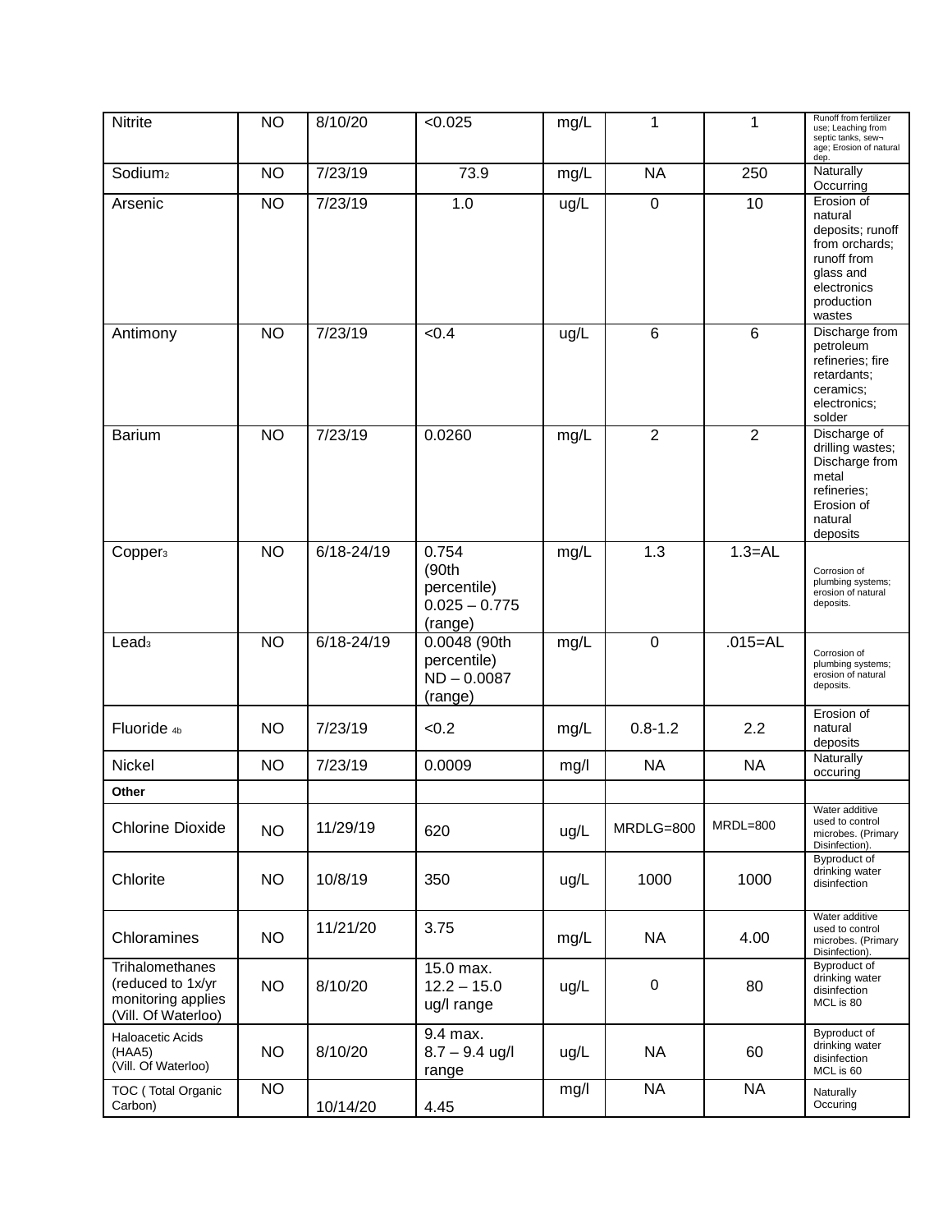| Nitrite | NO | 8/10/20 | <0.025 | mg/L | 1 | 1 | Runoff from fertilizer use; Leaching from septic tanks, sew¬ age; Erosion of natural dep. |
|---|---|---|---|---|---|---|---|
| Sodium[2] | NO | 7/23/19 | 73.9 | mg/L | NA | 250 | Naturally Occurring |
| Arsenic | NO | 7/23/19 | 1.0 | ug/L | 0 | 10 | Erosion of natural deposits; runoff from orchards; runoff from glass and electronics production wastes |
| Antimony | NO | 7/23/19 | <0.4 | ug/L | 6 | 6 | Discharge from petroleum refineries; fire retardants; ceramics; electronics; solder |
| Barium | NO | 7/23/19 | 0.0260 | mg/L | 2 | 2 | Discharge of drilling wastes; Discharge from metal refineries; Erosion of natural deposits |
| Copper[3] | NO | 6/18-24/19 | 0.754 (90th percentile) 0.025 – 0.775 (range) | mg/L | 1.3 | 1.3=AL | Corrosion of plumbing systems; erosion of natural deposits. |
| Lead[3] | NO | 6/18-24/19 | 0.0048 (90th percentile) ND – 0.0087 (range) | mg/L | 0 | .015=AL | Corrosion of plumbing systems; erosion of natural deposits. |
| Fluoride [4b] | NO | 7/23/19 | <0.2 | mg/L | 0.8-1.2 | 2.2 | Erosion of natural deposits |
| Nickel | NO | 7/23/19 | 0.0009 | mg/l | NA | NA | Naturally occuring |
| **Other** | | | | | | | |
| Chlorine Dioxide | NO | 11/29/19 | 620 | ug/L | MRDLG=800 | MRDL=800 | Water additive used to control microbes. (Primary Disinfection). |
| Chlorite | NO | 10/8/19 | 350 | ug/L | 1000 | 1000 | Byproduct of drinking water disinfection |
| Chloramines | NO | 11/21/20 | 3.75 | mg/L | NA | 4.00 | Water additive used to control microbes. (Primary Disinfection). |
| Trihalomethanes (reduced to 1x/yr monitoring applies (Vill. Of Waterloo) | NO | 8/10/20 | 15.0 max. 12.2 – 15.0 ug/l range | ug/L | 0 | 80 | Byproduct of drinking water disinfection MCL is 80 |
| Haloacetic Acids (HAA5) (Vill. Of Waterloo) | NO | 8/10/20 | 9.4 max. 8.7 – 9.4 ug/l range | ug/L | NA | 60 | Byproduct of drinking water disinfection MCL is 60 |
| TOC ( Total Organic Carbon) | NO | 10/14/20 | 4.45 | mg/l | NA | NA | Naturally Occuring |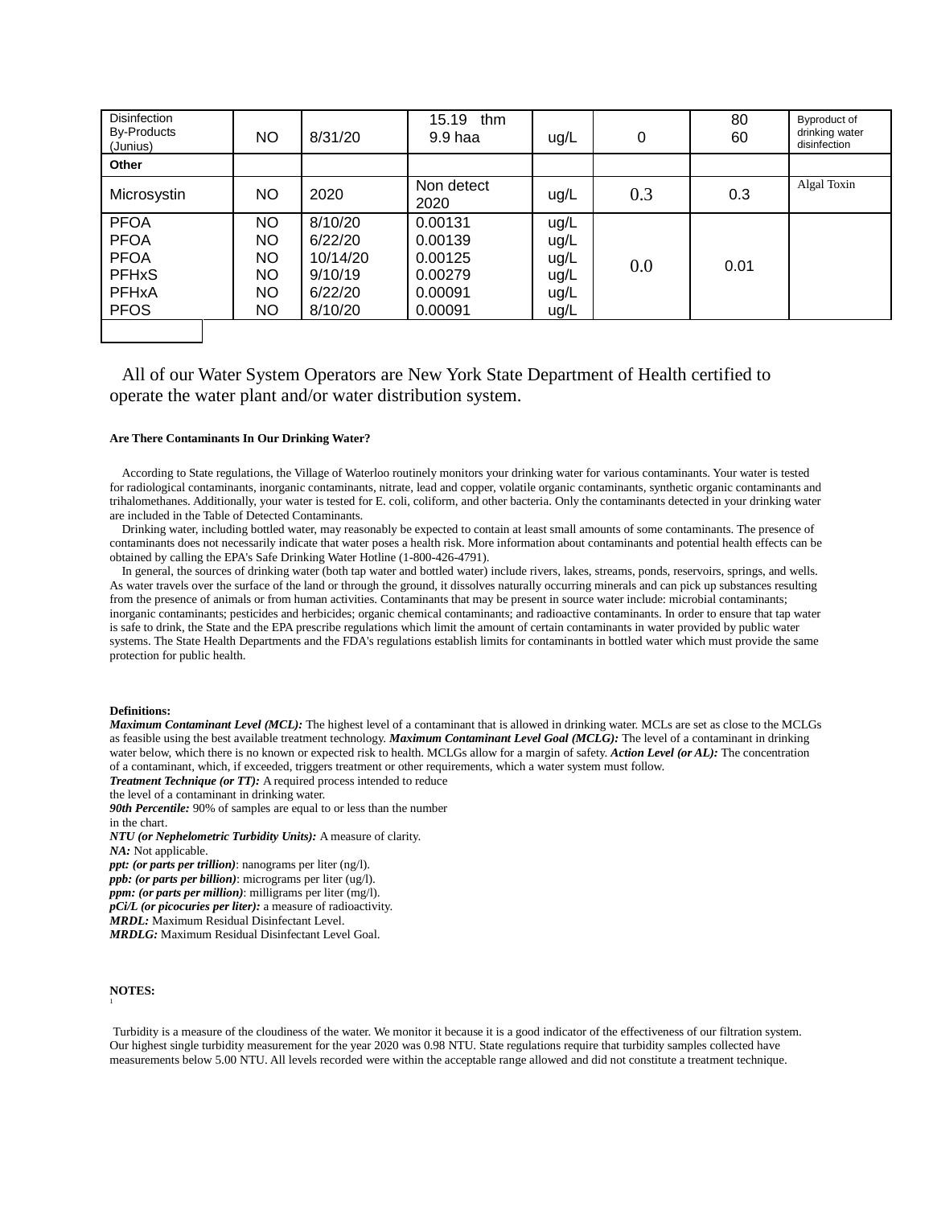| Disinfection By-Products (Junius) | NO | 8/31/20 | 15.19 thm<br>9.9 haa | ug/L | 0 | 80<br>60 | Byproduct of drinking water disinfection |
|---|---|---|---|---|---|---|---|
| **Other** | | | | | | | |
| Microsystin | NO | 2020 | Non detect 2020 | ug/L | 0.3 | 0.3 | Algal Toxin |
| PFOA<br>PFOA<br>PFOA<br>PFHxS<br>PFHxA<br>PFOS | NO<br>NO<br>NO<br>NO<br>NO<br>NO | 8/10/20<br>6/22/20<br>10/14/20<br>9/10/19<br>6/22/20<br>8/10/20 | 0.00131<br>0.00139<br>0.00125<br>0.00279<br>0.00091<br>0.00091 | ug/L<br>ug/L<br>ug/L<br>ug/L<br>ug/L<br>ug/L | 0.0 | 0.01 | |

All of our Water System Operators are New York State Department of Health certified to operate the water plant and/or water distribution system.

**Are There Contaminants In Our Drinking Water?**

According to State regulations, the Village of Waterloo routinely monitors your drinking water for various contaminants. Your water is tested for radiological contaminants, inorganic contaminants, nitrate, lead and copper, volatile organic contaminants, synthetic organic contaminants and trihalomethanes. Additionally, your water is tested for E. coli, coliform, and other bacteria. Only the contaminants detected in your drinking water are included in the Table of Detected Contaminants.

Drinking water, including bottled water, may reasonably be expected to contain at least small amounts of some contaminants. The presence of contaminants does not necessarily indicate that water poses a health risk. More information about contaminants and potential health effects can be obtained by calling the EPA's Safe Drinking Water Hotline (1-800-426-4791).

In general, the sources of drinking water (both tap water and bottled water) include rivers, lakes, streams, ponds, reservoirs, springs, and wells. As water travels over the surface of the land or through the ground, it dissolves naturally occurring minerals and can pick up substances resulting from the presence of animals or from human activities. Contaminants that may be present in source water include: microbial contaminants; inorganic contaminants; pesticides and herbicides; organic chemical contaminants; and radioactive contaminants. In order to ensure that tap water is safe to drink, the State and the EPA prescribe regulations which limit the amount of certain contaminants in water provided by public water systems. The State Health Departments and the FDA's regulations establish limits for contaminants in bottled water which must provide the same protection for public health.

**Definitions:**

***Maximum Contaminant Level (MCL):*** The highest level of a contaminant that is allowed in drinking water. MCLs are set as close to the MCLGs as feasible using the best available treatment technology. ***Maximum Contaminant Level Goal (MCLG):*** The level of a contaminant in drinking water below, which there is no known or expected risk to health. MCLGs allow for a margin of safety. ***Action Level (or AL):*** The concentration of a contaminant, which, if exceeded, triggers treatment or other requirements, which a water system must follow.
***Treatment Technique (or TT):*** A required process intended to reduce the level of a contaminant in drinking water.
***90th Percentile:*** 90% of samples are equal to or less than the number in the chart.
***NTU (or Nephelometric Turbidity Units):*** A measure of clarity.
***NA:*** Not applicable.
***ppt: (or parts per trillion)***: nanograms per liter (ng/l).
***ppb: (or parts per billion)***: micrograms per liter (ug/l).
***ppm: (or parts per million)***: milligrams per liter (mg/l).
***pCi/L (or picocuries per liter):*** a measure of radioactivity.
***MRDL:*** Maximum Residual Disinfectant Level.
***MRDLG:*** Maximum Residual Disinfectant Level Goal.

**NOTES:**

[1] Turbidity is a measure of the cloudiness of the water. We monitor it because it is a good indicator of the effectiveness of our filtration system. Our highest single turbidity measurement for the year 2020 was 0.98 NTU. State regulations require that turbidity samples collected have measurements below 5.00 NTU. All levels recorded were within the acceptable range allowed and did not constitute a treatment technique.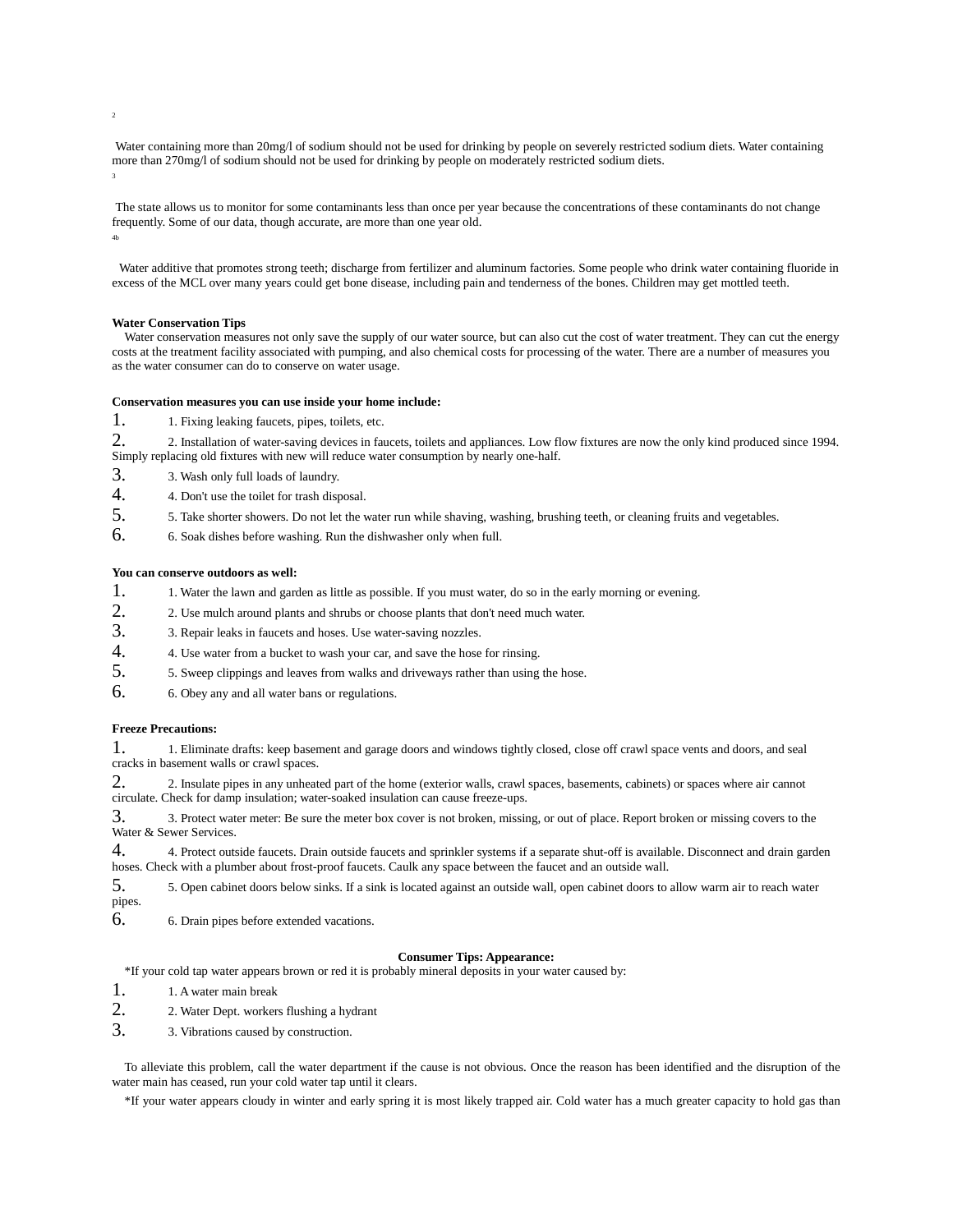[2]

Water containing more than 20mg/l of sodium should not be used for drinking by people on severely restricted sodium diets. Water containing more than 270mg/l of sodium should not be used for drinking by people on moderately restricted sodium diets.

[3]

The state allows us to monitor for some contaminants less than once per year because the concentrations of these contaminants do not change frequently. Some of our data, though accurate, are more than one year old.

[4b]

Water additive that promotes strong teeth; discharge from fertilizer and aluminum factories. Some people who drink water containing fluoride in excess of the MCL over many years could get bone disease, including pain and tenderness of the bones. Children may get mottled teeth.

**Water Conservation Tips**

Water conservation measures not only save the supply of our water source, but can also cut the cost of water treatment. They can cut the energy costs at the treatment facility associated with pumping, and also chemical costs for processing of the water. There are a number of measures you as the water consumer can do to conserve on water usage.

**Conservation measures you can use inside your home include:**

1. Fixing leaking faucets, pipes, toilets, etc.
2. Installation of water-saving devices in faucets, toilets and appliances. Low flow fixtures are now the only kind produced since 1994. Simply replacing old fixtures with new will reduce water consumption by nearly one-half.
3. Wash only full loads of laundry.
4. Don't use the toilet for trash disposal.
5. Take shorter showers. Do not let the water run while shaving, washing, brushing teeth, or cleaning fruits and vegetables.
6. Soak dishes before washing. Run the dishwasher only when full.

**You can conserve outdoors as well:**

1. Water the lawn and garden as little as possible. If you must water, do so in the early morning or evening.
2. Use mulch around plants and shrubs or choose plants that don't need much water.
3. Repair leaks in faucets and hoses. Use water-saving nozzles.
4. Use water from a bucket to wash your car, and save the hose for rinsing.
5. Sweep clippings and leaves from walks and driveways rather than using the hose.
6. Obey any and all water bans or regulations.

**Freeze Precautions:**

1. Eliminate drafts: keep basement and garage doors and windows tightly closed, close off crawl space vents and doors, and seal cracks in basement walls or crawl spaces.
2. Insulate pipes in any unheated part of the home (exterior walls, crawl spaces, basements, cabinets) or spaces where air cannot circulate. Check for damp insulation; water-soaked insulation can cause freeze-ups.
3. Protect water meter: Be sure the meter box cover is not broken, missing, or out of place. Report broken or missing covers to the Water & Sewer Services.
4. Protect outside faucets. Drain outside faucets and sprinkler systems if a separate shut-off is available. Disconnect and drain garden hoses. Check with a plumber about frost-proof faucets. Caulk any space between the faucet and an outside wall.
5. Open cabinet doors below sinks. If a sink is located against an outside wall, open cabinet doors to allow warm air to reach water pipes.
6. Drain pipes before extended vacations.

**Consumer Tips: Appearance:**

*If your cold tap water appears brown or red it is probably mineral deposits in your water caused by:

1. A water main break
2. Water Dept. workers flushing a hydrant
3. Vibrations caused by construction.

To alleviate this problem, call the water department if the cause is not obvious. Once the reason has been identified and the disruption of the water main has ceased, run your cold water tap until it clears.

*If your water appears cloudy in winter and early spring it is most likely trapped air. Cold water has a much greater capacity to hold gas than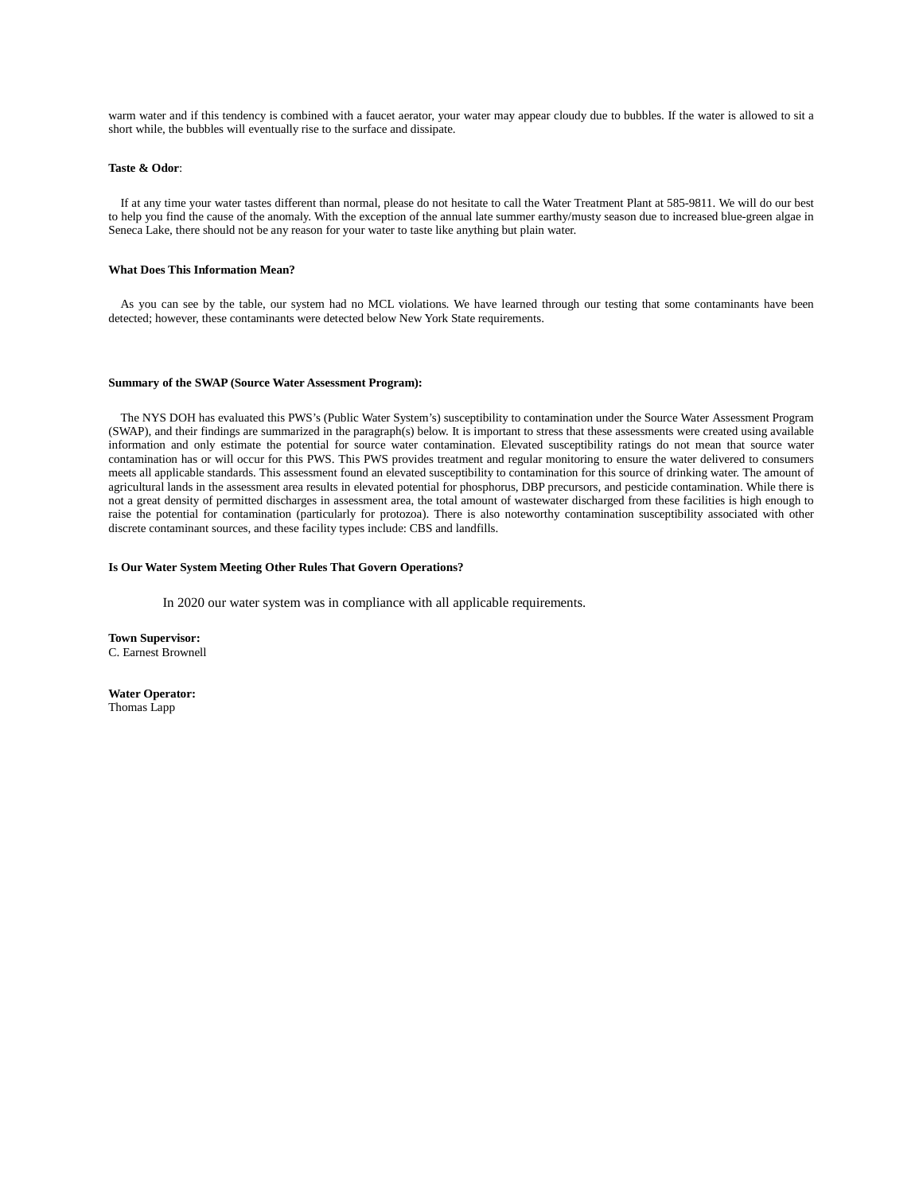warm water and if this tendency is combined with a faucet aerator, your water may appear cloudy due to bubbles. If the water is allowed to sit a short while, the bubbles will eventually rise to the surface and dissipate.

**Taste & Odor**:

If at any time your water tastes different than normal, please do not hesitate to call the Water Treatment Plant at 585-9811. We will do our best to help you find the cause of the anomaly. With the exception of the annual late summer earthy/musty season due to increased blue-green algae in Seneca Lake, there should not be any reason for your water to taste like anything but plain water.

**What Does This Information Mean?**

As you can see by the table, our system had no MCL violations. We have learned through our testing that some contaminants have been detected; however, these contaminants were detected below New York State requirements.

**Summary of the SWAP (Source Water Assessment Program):**

The NYS DOH has evaluated this PWS's (Public Water System's) susceptibility to contamination under the Source Water Assessment Program (SWAP), and their findings are summarized in the paragraph(s) below. It is important to stress that these assessments were created using available information and only estimate the potential for source water contamination. Elevated susceptibility ratings do not mean that source water contamination has or will occur for this PWS. This PWS provides treatment and regular monitoring to ensure the water delivered to consumers meets all applicable standards. This assessment found an elevated susceptibility to contamination for this source of drinking water. The amount of agricultural lands in the assessment area results in elevated potential for phosphorus, DBP precursors, and pesticide contamination. While there is not a great density of permitted discharges in assessment area, the total amount of wastewater discharged from these facilities is high enough to raise the potential for contamination (particularly for protozoa). There is also noteworthy contamination susceptibility associated with other discrete contaminant sources, and these facility types include: CBS and landfills.

**Is Our Water System Meeting Other Rules That Govern Operations?**

In 2020 our water system was in compliance with all applicable requirements.

**Town Supervisor:**
C. Earnest Brownell

**Water Operator:**
Thomas Lapp